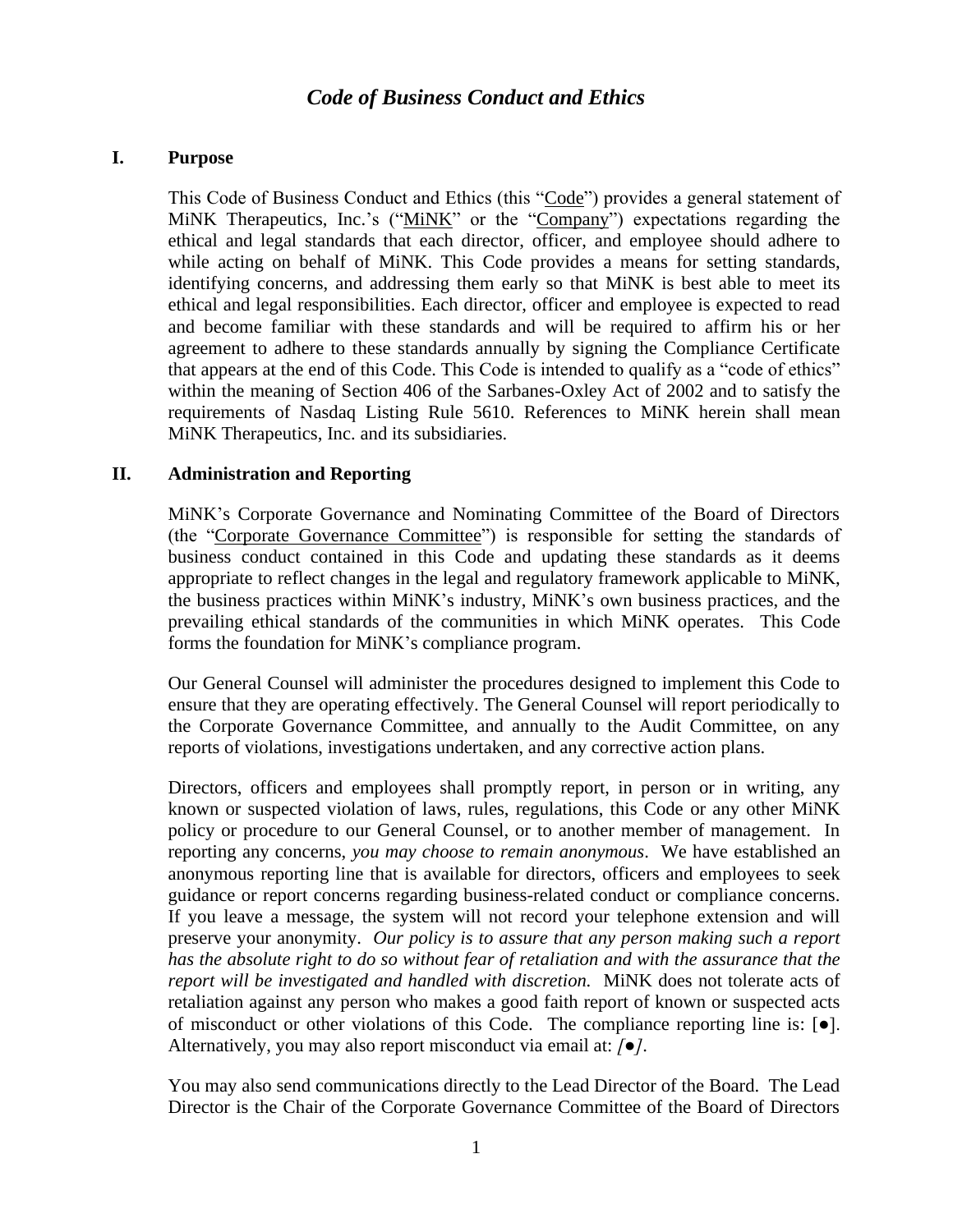# *Code of Business Conduct and Ethics*

## I. Purpose

This Code of Business Conduct and Ethics (this "Code") provides a general statement of MiNK Therapeutics, Inc.'s ("MiNK" or the "Company") expectations regarding the ethical and legal standards that each director, officer, and employee should adhere to while acting on behalf of MiNK. This Code provides a means for setting standards, identifying concerns, and addressing them early so that MiNK is best able to meet its ethical and legal responsibilities. Each director, officer and employee is expected to read and become familiar with these standards and will be required to affirm his or her agreement to adhere to these standards annually by signing the Compliance Certificate that appears at the end of this Code. This Code is intended to qualify as a "code of ethics" within the meaning of Section 406 of the Sarbanes-Oxley Act of 2002 and to satisfy the requirements of Nasdaq Listing Rule 5610. References to MiNK herein shall mean MiNK Therapeutics, Inc. and its subsidiaries.

## II. Administration and Reporting

MiNK's Corporate Governance and Nominating Committee of the Board of Directors (the "Corporate Governance Committee") is responsible for setting the standards of business conduct contained in this Code and updating these standards as it deems appropriate to reflect changes in the legal and regulatory framework applicable to MiNK, the business practices within MiNK's industry, MiNK's own business practices, and the prevailing ethical standards of the communities in which MiNK operates. This Code forms the foundation for MiNK's compliance program.

Our General Counsel will administer the procedures designed to implement this Code to ensure that they are operating effectively. The General Counsel will report periodically to the Corporate Governance Committee, and annually to the Audit Committee, on any reports of violations, investigations undertaken, and any corrective action plans.

Directors, officers and employees shall promptly report, in person or in writing, any known or suspected violation of laws, rules, regulations, this Code or any other MiNK policy or procedure to our General Counsel, or to another member of management. In reporting any concerns, *you may choose to remain anonymous*. We have established an anonymous reporting line that is available for directors, officers and employees to seek guidance or report concerns regarding business-related conduct or compliance concerns. If you leave a message, the system will not record your telephone extension and will preserve your anonymity. *Our policy is to assure that any person making such a report has the absolute right to do so without fear of retaliation and with the assurance that the report will be investigated and handled with discretion.* MiNK does not tolerate acts of retaliation against any person who makes a good faith report of known or suspected acts of misconduct or other violations of this Code. The compliance reporting line is: [●]. Alternatively, you may also report misconduct via email at: *[●]*.

You may also send communications directly to the Lead Director of the Board. The Lead Director is the Chair of the Corporate Governance Committee of the Board of Directors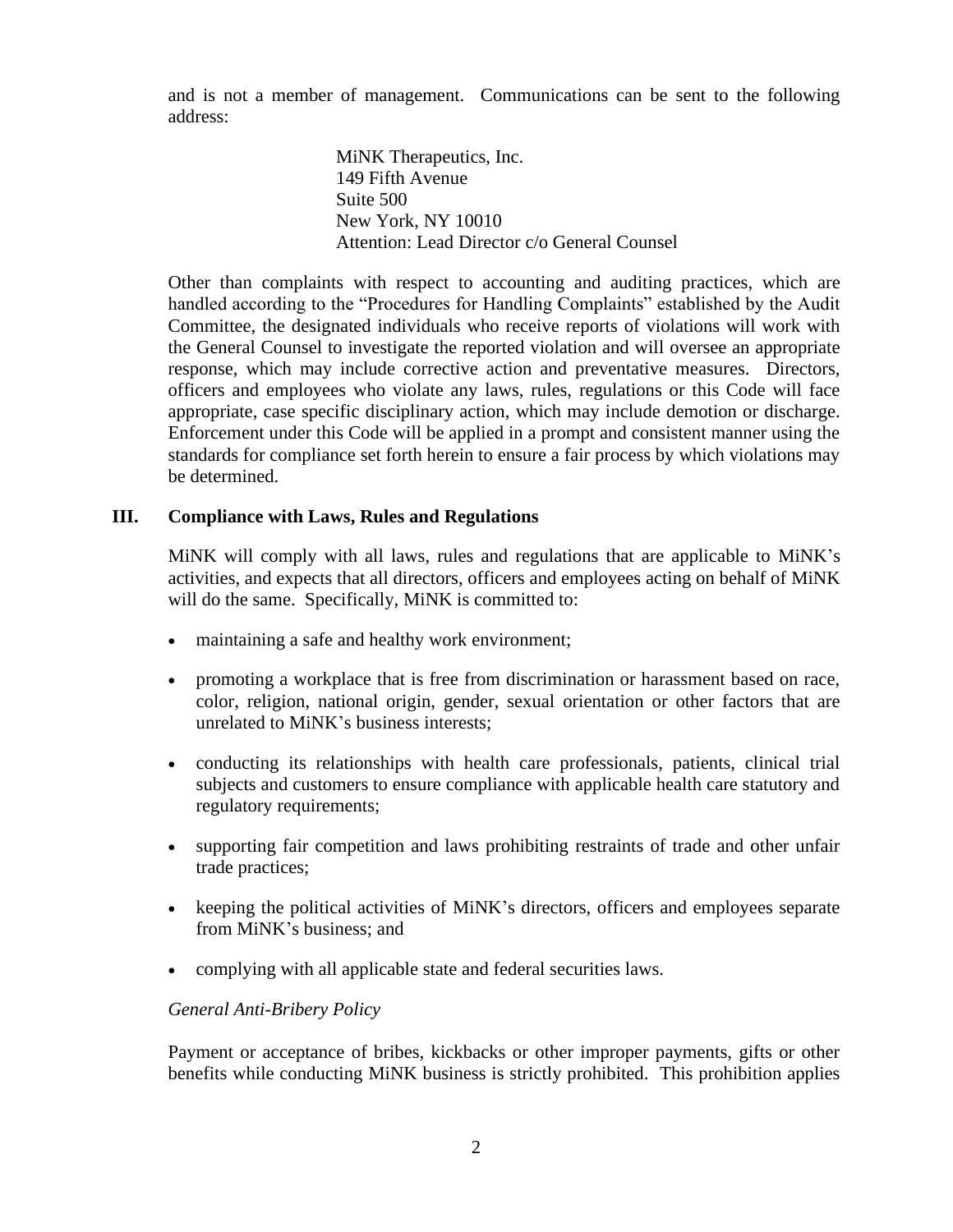and is not a member of management. Communications can be sent to the following address:

MiNK Therapeutics, Inc.  
149 Fifth Avenue  
Suite 500  
New York, NY 10010  
Attention: Lead Director c/o General Counsel

Other than complaints with respect to accounting and auditing practices, which are handled according to the "Procedures for Handling Complaints" established by the Audit Committee, the designated individuals who receive reports of violations will work with the General Counsel to investigate the reported violation and will oversee an appropriate response, which may include corrective action and preventative measures. Directors, officers and employees who violate any laws, rules, regulations or this Code will face appropriate, case specific disciplinary action, which may include demotion or discharge. Enforcement under this Code will be applied in a prompt and consistent manner using the standards for compliance set forth herein to ensure a fair process by which violations may be determined.

## III. Compliance with Laws, Rules and Regulations

MiNK will comply with all laws, rules and regulations that are applicable to MiNK's activities, and expects that all directors, officers and employees acting on behalf of MiNK will do the same. Specifically, MiNK is committed to:

- maintaining a safe and healthy work environment;
- promoting a workplace that is free from discrimination or harassment based on race, color, religion, national origin, gender, sexual orientation or other factors that are unrelated to MiNK's business interests;
- conducting its relationships with health care professionals, patients, clinical trial subjects and customers to ensure compliance with applicable health care statutory and regulatory requirements;
- supporting fair competition and laws prohibiting restraints of trade and other unfair trade practices;
- keeping the political activities of MiNK's directors, officers and employees separate from MiNK's business; and
- complying with all applicable state and federal securities laws.

*General Anti-Bribery Policy*

Payment or acceptance of bribes, kickbacks or other improper payments, gifts or other benefits while conducting MiNK business is strictly prohibited. This prohibition applies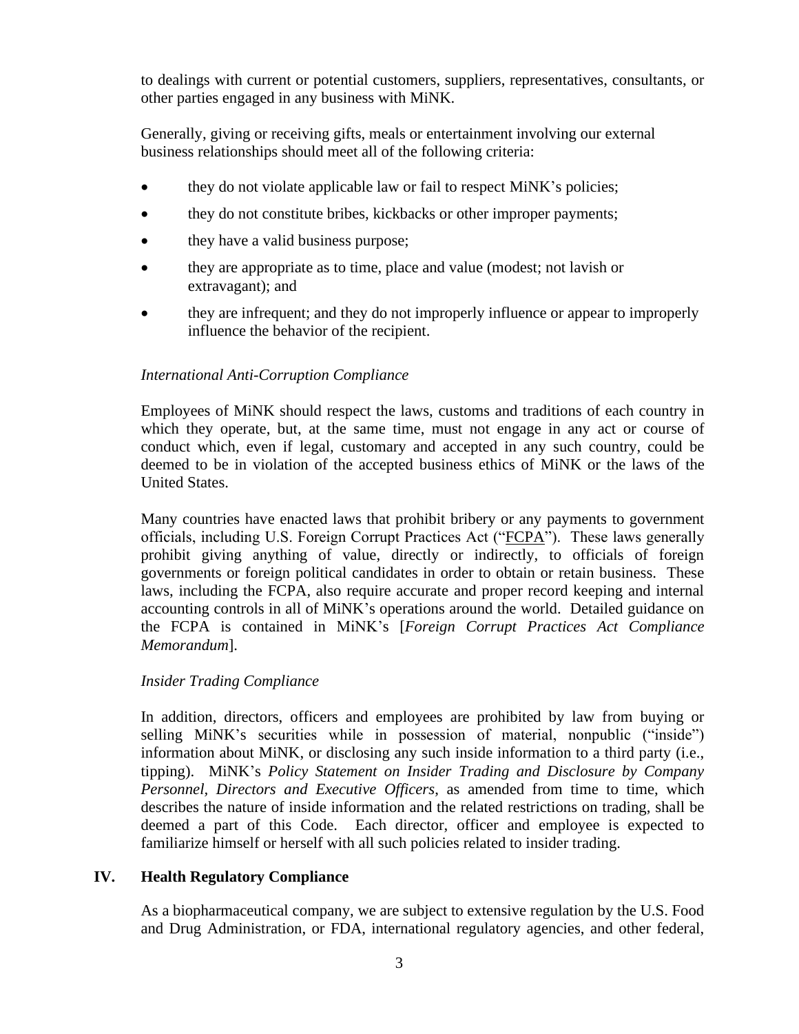to dealings with current or potential customers, suppliers, representatives, consultants, or other parties engaged in any business with MiNK.

Generally, giving or receiving gifts, meals or entertainment involving our external business relationships should meet all of the following criteria:

- they do not violate applicable law or fail to respect MiNK's policies;
- they do not constitute bribes, kickbacks or other improper payments;
- they have a valid business purpose;
- they are appropriate as to time, place and value (modest; not lavish or extravagant); and
- they are infrequent; and they do not improperly influence or appear to improperly influence the behavior of the recipient.

*International Anti-Corruption Compliance*

Employees of MiNK should respect the laws, customs and traditions of each country in which they operate, but, at the same time, must not engage in any act or course of conduct which, even if legal, customary and accepted in any such country, could be deemed to be in violation of the accepted business ethics of MiNK or the laws of the United States.

Many countries have enacted laws that prohibit bribery or any payments to government officials, including U.S. Foreign Corrupt Practices Act ("FCPA"). These laws generally prohibit giving anything of value, directly or indirectly, to officials of foreign governments or foreign political candidates in order to obtain or retain business. These laws, including the FCPA, also require accurate and proper record keeping and internal accounting controls in all of MiNK's operations around the world. Detailed guidance on the FCPA is contained in MiNK's [*Foreign Corrupt Practices Act Compliance Memorandum*].

*Insider Trading Compliance*

In addition, directors, officers and employees are prohibited by law from buying or selling MiNK's securities while in possession of material, nonpublic ("inside") information about MiNK, or disclosing any such inside information to a third party (i.e., tipping). MiNK's *Policy Statement on Insider Trading and Disclosure by Company Personnel, Directors and Executive Officers*, as amended from time to time, which describes the nature of inside information and the related restrictions on trading, shall be deemed a part of this Code. Each director, officer and employee is expected to familiarize himself or herself with all such policies related to insider trading.

## IV. Health Regulatory Compliance

As a biopharmaceutical company, we are subject to extensive regulation by the U.S. Food and Drug Administration, or FDA, international regulatory agencies, and other federal,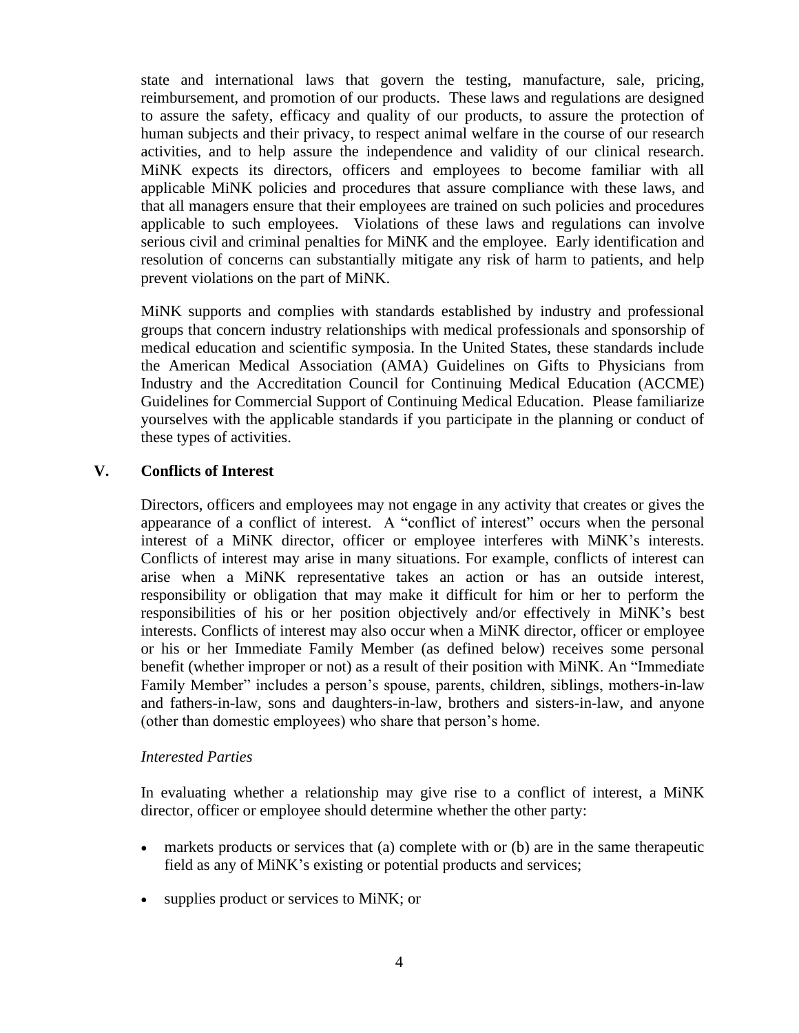state and international laws that govern the testing, manufacture, sale, pricing, reimbursement, and promotion of our products. These laws and regulations are designed to assure the safety, efficacy and quality of our products, to assure the protection of human subjects and their privacy, to respect animal welfare in the course of our research activities, and to help assure the independence and validity of our clinical research. MiNK expects its directors, officers and employees to become familiar with all applicable MiNK policies and procedures that assure compliance with these laws, and that all managers ensure that their employees are trained on such policies and procedures applicable to such employees. Violations of these laws and regulations can involve serious civil and criminal penalties for MiNK and the employee. Early identification and resolution of concerns can substantially mitigate any risk of harm to patients, and help prevent violations on the part of MiNK.

MiNK supports and complies with standards established by industry and professional groups that concern industry relationships with medical professionals and sponsorship of medical education and scientific symposia. In the United States, these standards include the American Medical Association (AMA) Guidelines on Gifts to Physicians from Industry and the Accreditation Council for Continuing Medical Education (ACCME) Guidelines for Commercial Support of Continuing Medical Education. Please familiarize yourselves with the applicable standards if you participate in the planning or conduct of these types of activities.

## V. Conflicts of Interest

Directors, officers and employees may not engage in any activity that creates or gives the appearance of a conflict of interest. A "conflict of interest" occurs when the personal interest of a MiNK director, officer or employee interferes with MiNK's interests. Conflicts of interest may arise in many situations. For example, conflicts of interest can arise when a MiNK representative takes an action or has an outside interest, responsibility or obligation that may make it difficult for him or her to perform the responsibilities of his or her position objectively and/or effectively in MiNK's best interests. Conflicts of interest may also occur when a MiNK director, officer or employee or his or her Immediate Family Member (as defined below) receives some personal benefit (whether improper or not) as a result of their position with MiNK. An "Immediate Family Member" includes a person's spouse, parents, children, siblings, mothers-in-law and fathers-in-law, sons and daughters-in-law, brothers and sisters-in-law, and anyone (other than domestic employees) who share that person's home.

*Interested Parties*

In evaluating whether a relationship may give rise to a conflict of interest, a MiNK director, officer or employee should determine whether the other party:

- markets products or services that (a) complete with or (b) are in the same therapeutic field as any of MiNK's existing or potential products and services;
- supplies product or services to MiNK; or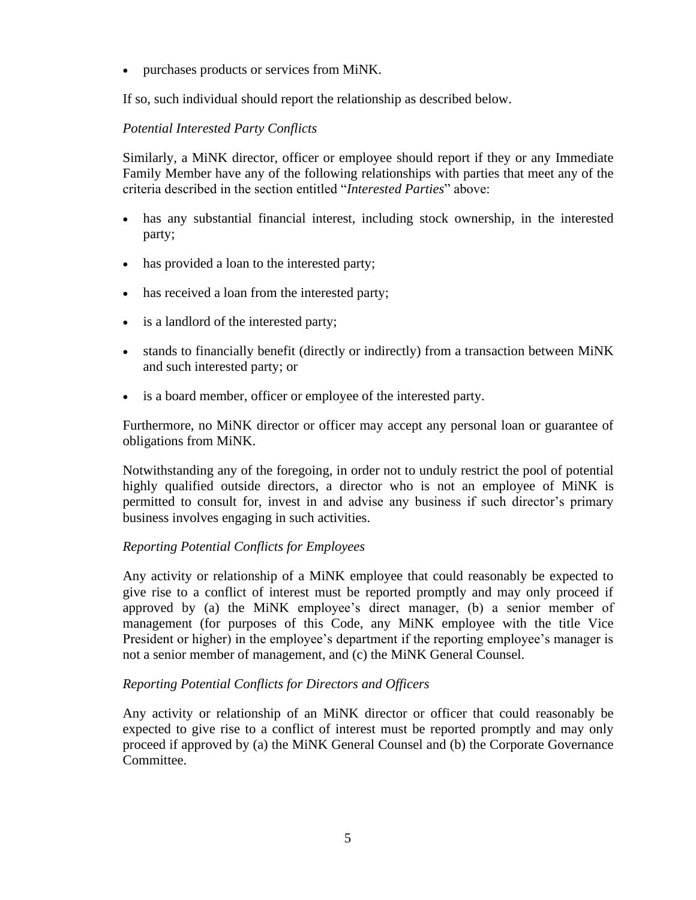- purchases products or services from MiNK.

If so, such individual should report the relationship as described below.

*Potential Interested Party Conflicts*

Similarly, a MiNK director, officer or employee should report if they or any Immediate Family Member have any of the following relationships with parties that meet any of the criteria described in the section entitled "*Interested Parties*" above:

- has any substantial financial interest, including stock ownership, in the interested party;
- has provided a loan to the interested party;
- has received a loan from the interested party;
- is a landlord of the interested party;
- stands to financially benefit (directly or indirectly) from a transaction between MiNK and such interested party; or
- is a board member, officer or employee of the interested party.

Furthermore, no MiNK director or officer may accept any personal loan or guarantee of obligations from MiNK.

Notwithstanding any of the foregoing, in order not to unduly restrict the pool of potential highly qualified outside directors, a director who is not an employee of MiNK is permitted to consult for, invest in and advise any business if such director's primary business involves engaging in such activities.

*Reporting Potential Conflicts for Employees*

Any activity or relationship of a MiNK employee that could reasonably be expected to give rise to a conflict of interest must be reported promptly and may only proceed if approved by (a) the MiNK employee's direct manager, (b) a senior member of management (for purposes of this Code, any MiNK employee with the title Vice President or higher) in the employee's department if the reporting employee's manager is not a senior member of management, and (c) the MiNK General Counsel.

*Reporting Potential Conflicts for Directors and Officers*

Any activity or relationship of an MiNK director or officer that could reasonably be expected to give rise to a conflict of interest must be reported promptly and may only proceed if approved by (a) the MiNK General Counsel and (b) the Corporate Governance Committee.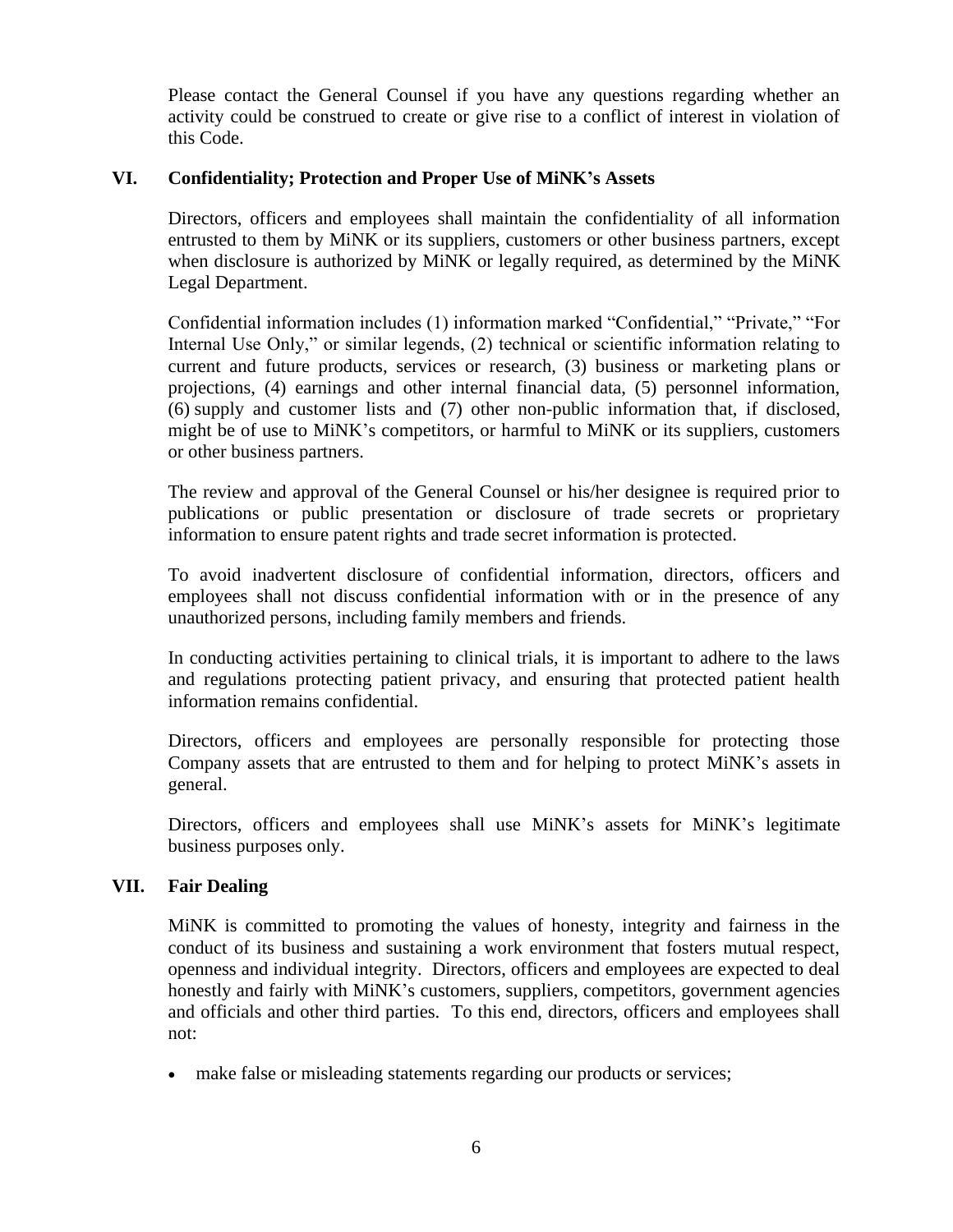Please contact the General Counsel if you have any questions regarding whether an activity could be construed to create or give rise to a conflict of interest in violation of this Code.

## VI. Confidentiality; Protection and Proper Use of MiNK's Assets

Directors, officers and employees shall maintain the confidentiality of all information entrusted to them by MiNK or its suppliers, customers or other business partners, except when disclosure is authorized by MiNK or legally required, as determined by the MiNK Legal Department.

Confidential information includes (1) information marked "Confidential," "Private," "For Internal Use Only," or similar legends, (2) technical or scientific information relating to current and future products, services or research, (3) business or marketing plans or projections, (4) earnings and other internal financial data, (5) personnel information, (6) supply and customer lists and (7) other non-public information that, if disclosed, might be of use to MiNK's competitors, or harmful to MiNK or its suppliers, customers or other business partners.

The review and approval of the General Counsel or his/her designee is required prior to publications or public presentation or disclosure of trade secrets or proprietary information to ensure patent rights and trade secret information is protected.

To avoid inadvertent disclosure of confidential information, directors, officers and employees shall not discuss confidential information with or in the presence of any unauthorized persons, including family members and friends.

In conducting activities pertaining to clinical trials, it is important to adhere to the laws and regulations protecting patient privacy, and ensuring that protected patient health information remains confidential.

Directors, officers and employees are personally responsible for protecting those Company assets that are entrusted to them and for helping to protect MiNK's assets in general.

Directors, officers and employees shall use MiNK's assets for MiNK's legitimate business purposes only.

## VII. Fair Dealing

MiNK is committed to promoting the values of honesty, integrity and fairness in the conduct of its business and sustaining a work environment that fosters mutual respect, openness and individual integrity. Directors, officers and employees are expected to deal honestly and fairly with MiNK's customers, suppliers, competitors, government agencies and officials and other third parties. To this end, directors, officers and employees shall not:

- make false or misleading statements regarding our products or services;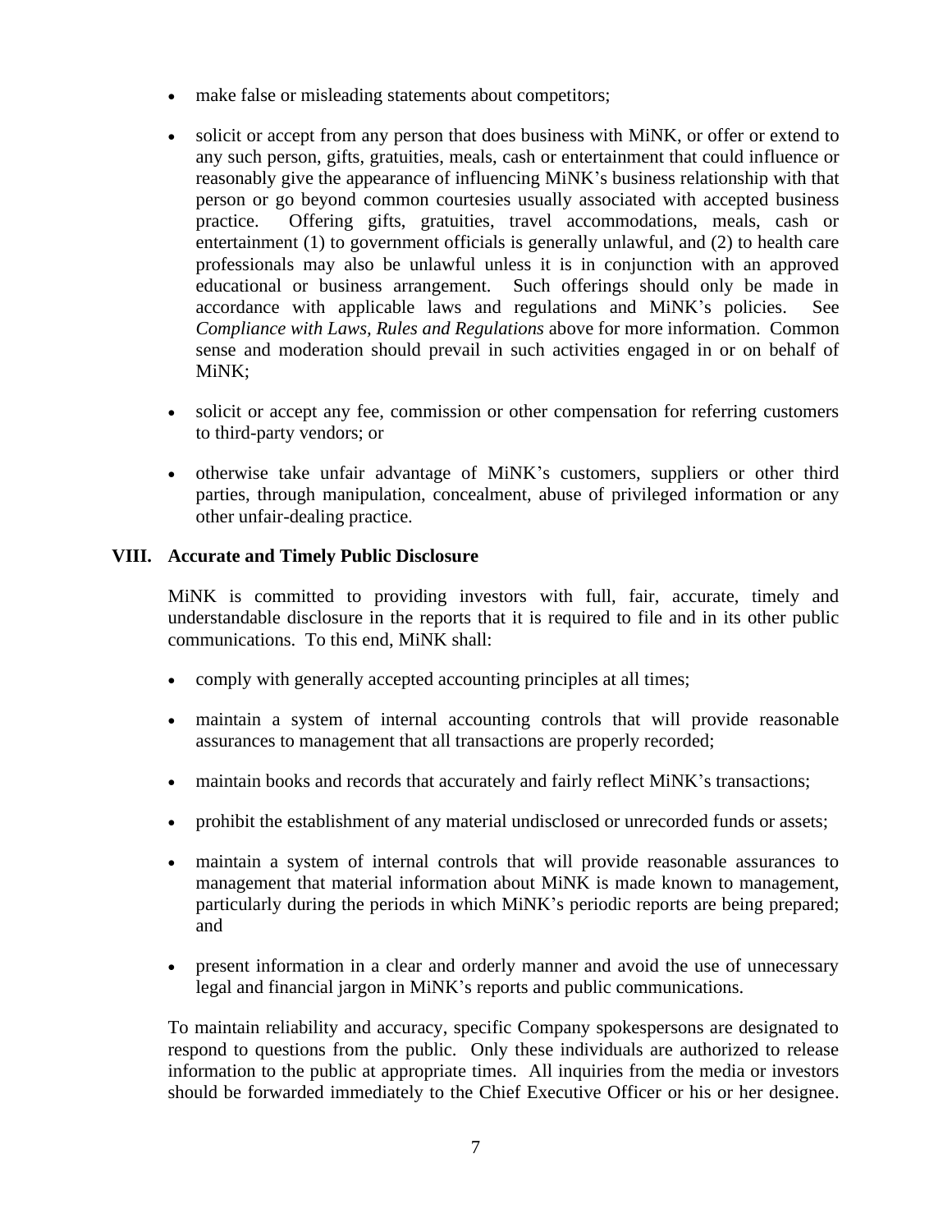- make false or misleading statements about competitors;

- solicit or accept from any person that does business with MiNK, or offer or extend to any such person, gifts, gratuities, meals, cash or entertainment that could influence or reasonably give the appearance of influencing MiNK's business relationship with that person or go beyond common courtesies usually associated with accepted business practice. Offering gifts, gratuities, travel accommodations, meals, cash or entertainment (1) to government officials is generally unlawful, and (2) to health care professionals may also be unlawful unless it is in conjunction with an approved educational or business arrangement. Such offerings should only be made in accordance with applicable laws and regulations and MiNK's policies. See *Compliance with Laws, Rules and Regulations* above for more information. Common sense and moderation should prevail in such activities engaged in or on behalf of MiNK;

- solicit or accept any fee, commission or other compensation for referring customers to third-party vendors; or

- otherwise take unfair advantage of MiNK's customers, suppliers or other third parties, through manipulation, concealment, abuse of privileged information or any other unfair-dealing practice.

## VIII. Accurate and Timely Public Disclosure

MiNK is committed to providing investors with full, fair, accurate, timely and understandable disclosure in the reports that it is required to file and in its other public communications. To this end, MiNK shall:

- comply with generally accepted accounting principles at all times;

- maintain a system of internal accounting controls that will provide reasonable assurances to management that all transactions are properly recorded;

- maintain books and records that accurately and fairly reflect MiNK's transactions;

- prohibit the establishment of any material undisclosed or unrecorded funds or assets;

- maintain a system of internal controls that will provide reasonable assurances to management that material information about MiNK is made known to management, particularly during the periods in which MiNK's periodic reports are being prepared; and

- present information in a clear and orderly manner and avoid the use of unnecessary legal and financial jargon in MiNK's reports and public communications.

To maintain reliability and accuracy, specific Company spokespersons are designated to respond to questions from the public. Only these individuals are authorized to release information to the public at appropriate times. All inquiries from the media or investors should be forwarded immediately to the Chief Executive Officer or his or her designee.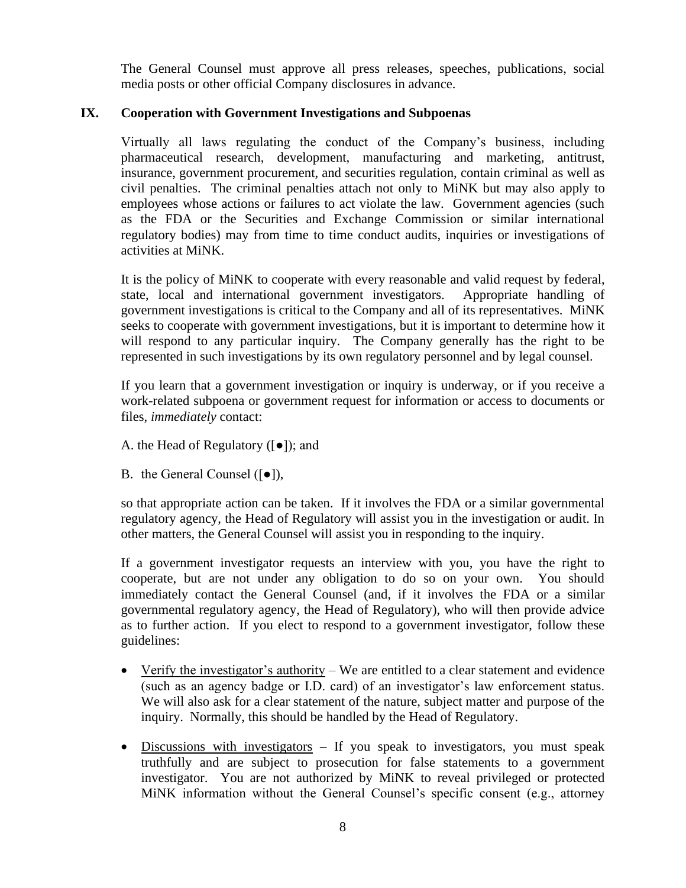The General Counsel must approve all press releases, speeches, publications, social media posts or other official Company disclosures in advance.

## IX. Cooperation with Government Investigations and Subpoenas

Virtually all laws regulating the conduct of the Company's business, including pharmaceutical research, development, manufacturing and marketing, antitrust, insurance, government procurement, and securities regulation, contain criminal as well as civil penalties. The criminal penalties attach not only to MiNK but may also apply to employees whose actions or failures to act violate the law. Government agencies (such as the FDA or the Securities and Exchange Commission or similar international regulatory bodies) may from time to time conduct audits, inquiries or investigations of activities at MiNK.

It is the policy of MiNK to cooperate with every reasonable and valid request by federal, state, local and international government investigators. Appropriate handling of government investigations is critical to the Company and all of its representatives. MiNK seeks to cooperate with government investigations, but it is important to determine how it will respond to any particular inquiry. The Company generally has the right to be represented in such investigations by its own regulatory personnel and by legal counsel.

If you learn that a government investigation or inquiry is underway, or if you receive a work-related subpoena or government request for information or access to documents or files, *immediately* contact:

A. the Head of Regulatory ([●]); and

B. the General Counsel ([●]),

so that appropriate action can be taken. If it involves the FDA or a similar governmental regulatory agency, the Head of Regulatory will assist you in the investigation or audit. In other matters, the General Counsel will assist you in responding to the inquiry.

If a government investigator requests an interview with you, you have the right to cooperate, but are not under any obligation to do so on your own. You should immediately contact the General Counsel (and, if it involves the FDA or a similar governmental regulatory agency, the Head of Regulatory), who will then provide advice as to further action. If you elect to respond to a government investigator, follow these guidelines:

- <u>Verify the investigator's authority</u> – We are entitled to a clear statement and evidence (such as an agency badge or I.D. card) of an investigator's law enforcement status. We will also ask for a clear statement of the nature, subject matter and purpose of the inquiry. Normally, this should be handled by the Head of Regulatory.
- <u>Discussions with investigators</u> – If you speak to investigators, you must speak truthfully and are subject to prosecution for false statements to a government investigator. You are not authorized by MiNK to reveal privileged or protected MiNK information without the General Counsel's specific consent (e.g., attorney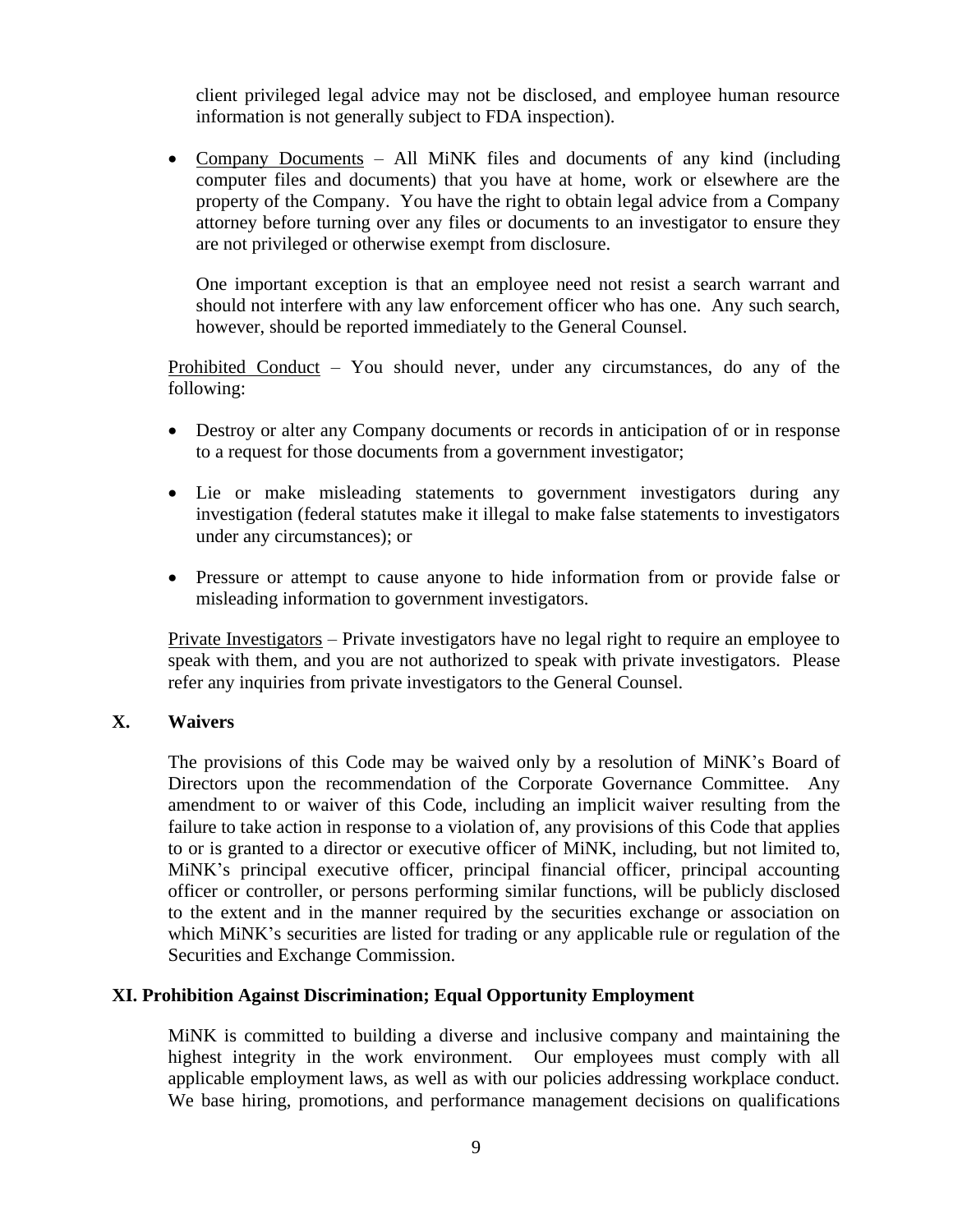client privileged legal advice may not be disclosed, and employee human resource information is not generally subject to FDA inspection).

- Company Documents – All MiNK files and documents of any kind (including computer files and documents) that you have at home, work or elsewhere are the property of the Company. You have the right to obtain legal advice from a Company attorney before turning over any files or documents to an investigator to ensure they are not privileged or otherwise exempt from disclosure.

  One important exception is that an employee need not resist a search warrant and should not interfere with any law enforcement officer who has one. Any such search, however, should be reported immediately to the General Counsel.

Prohibited Conduct – You should never, under any circumstances, do any of the following:

- Destroy or alter any Company documents or records in anticipation of or in response to a request for those documents from a government investigator;
- Lie or make misleading statements to government investigators during any investigation (federal statutes make it illegal to make false statements to investigators under any circumstances); or
- Pressure or attempt to cause anyone to hide information from or provide false or misleading information to government investigators.

Private Investigators – Private investigators have no legal right to require an employee to speak with them, and you are not authorized to speak with private investigators. Please refer any inquiries from private investigators to the General Counsel.

## X. Waivers

The provisions of this Code may be waived only by a resolution of MiNK's Board of Directors upon the recommendation of the Corporate Governance Committee. Any amendment to or waiver of this Code, including an implicit waiver resulting from the failure to take action in response to a violation of, any provisions of this Code that applies to or is granted to a director or executive officer of MiNK, including, but not limited to, MiNK's principal executive officer, principal financial officer, principal accounting officer or controller, or persons performing similar functions, will be publicly disclosed to the extent and in the manner required by the securities exchange or association on which MiNK's securities are listed for trading or any applicable rule or regulation of the Securities and Exchange Commission.

## XI. Prohibition Against Discrimination; Equal Opportunity Employment

MiNK is committed to building a diverse and inclusive company and maintaining the highest integrity in the work environment. Our employees must comply with all applicable employment laws, as well as with our policies addressing workplace conduct. We base hiring, promotions, and performance management decisions on qualifications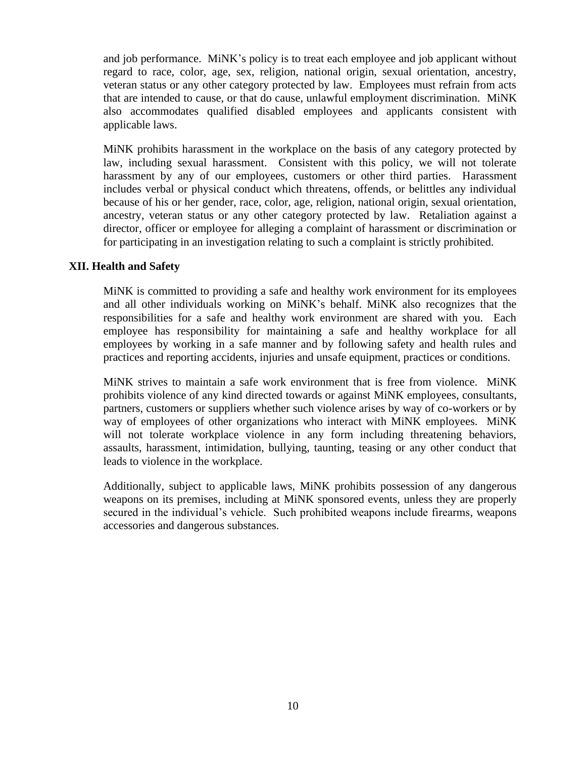and job performance. MiNK's policy is to treat each employee and job applicant without regard to race, color, age, sex, religion, national origin, sexual orientation, ancestry, veteran status or any other category protected by law. Employees must refrain from acts that are intended to cause, or that do cause, unlawful employment discrimination. MiNK also accommodates qualified disabled employees and applicants consistent with applicable laws.

MiNK prohibits harassment in the workplace on the basis of any category protected by law, including sexual harassment. Consistent with this policy, we will not tolerate harassment by any of our employees, customers or other third parties. Harassment includes verbal or physical conduct which threatens, offends, or belittles any individual because of his or her gender, race, color, age, religion, national origin, sexual orientation, ancestry, veteran status or any other category protected by law. Retaliation against a director, officer or employee for alleging a complaint of harassment or discrimination or for participating in an investigation relating to such a complaint is strictly prohibited.

## XII. Health and Safety

MiNK is committed to providing a safe and healthy work environment for its employees and all other individuals working on MiNK's behalf. MiNK also recognizes that the responsibilities for a safe and healthy work environment are shared with you. Each employee has responsibility for maintaining a safe and healthy workplace for all employees by working in a safe manner and by following safety and health rules and practices and reporting accidents, injuries and unsafe equipment, practices or conditions.

MiNK strives to maintain a safe work environment that is free from violence. MiNK prohibits violence of any kind directed towards or against MiNK employees, consultants, partners, customers or suppliers whether such violence arises by way of co-workers or by way of employees of other organizations who interact with MiNK employees. MiNK will not tolerate workplace violence in any form including threatening behaviors, assaults, harassment, intimidation, bullying, taunting, teasing or any other conduct that leads to violence in the workplace.

Additionally, subject to applicable laws, MiNK prohibits possession of any dangerous weapons on its premises, including at MiNK sponsored events, unless they are properly secured in the individual's vehicle. Such prohibited weapons include firearms, weapons accessories and dangerous substances.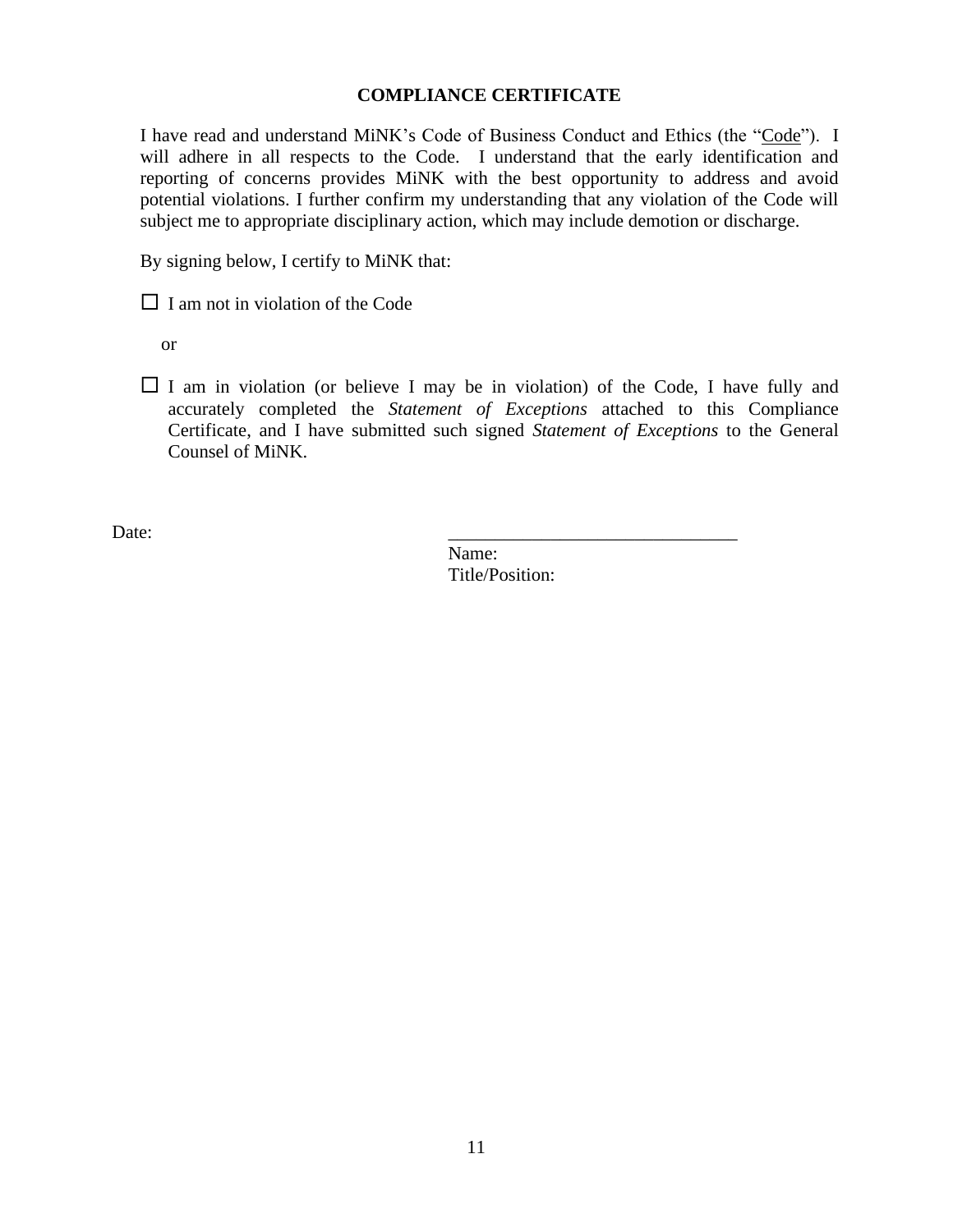**COMPLIANCE CERTIFICATE**

I have read and understand MiNK's Code of Business Conduct and Ethics (the "Code"). I will adhere in all respects to the Code. I understand that the early identification and reporting of concerns provides MiNK with the best opportunity to address and avoid potential violations. I further confirm my understanding that any violation of the Code will subject me to appropriate disciplinary action, which may include demotion or discharge.

By signing below, I certify to MiNK that:

☐ I am not in violation of the Code

or

☐ I am in violation (or believe I may be in violation) of the Code, I have fully and accurately completed the *Statement of Exceptions* attached to this Compliance Certificate, and I have submitted such signed *Statement of Exceptions* to the General Counsel of MiNK.

Date: ________________________________

Name:

Title/Position: